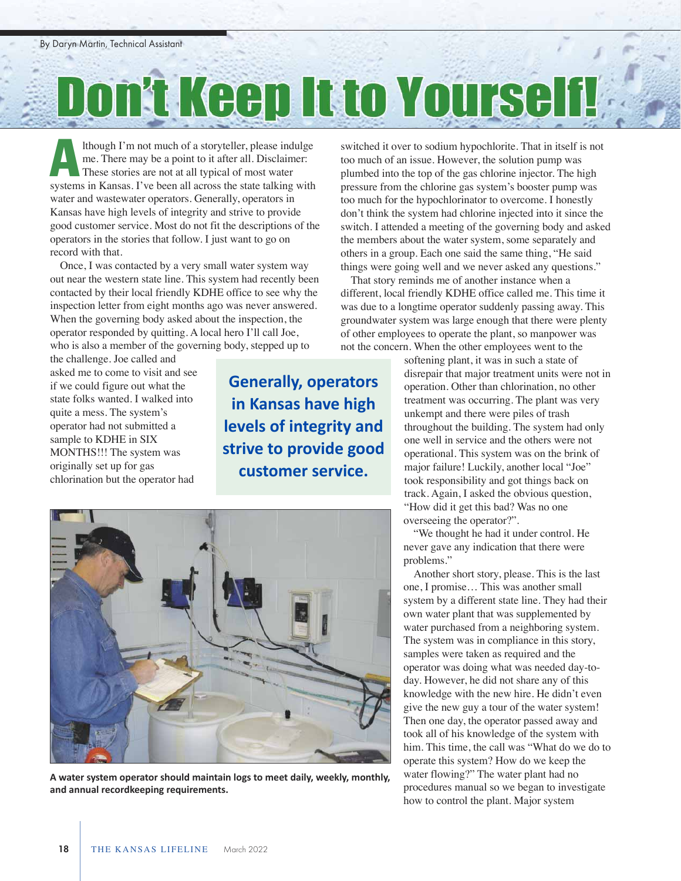By Daryn Martin, Technical Assistant

# Don't Keep It to Yourself!

Although I'm not much of a storyteller, please indulge me. There may be a point to it after all. Disclaimer: These stories are not at all typical of most water systems in Kansas. I've been all across the state talking with water and wastewater operators. Generally, operators in Kansas have high levels of integrity and strive to provide good customer service. Most do not fit the descriptions of the operators in the stories that follow. I just want to go on record with that.

Once, I was contacted by a very small water system way out near the western state line. This system had recently been contacted by their local friendly KDHE office to see why the inspection letter from eight months ago was never answered. When the governing body asked about the inspection, the operator responded by quitting. A local hero I'll call Joe, who is also a member of the governing body, stepped up to the challenge. Joe called and asked me to come to visit and see if we could figure out what the state folks wanted. I walked into quite a mess. The system's operator had not submitted a sample to KDHE in SIX MONTHS!!! The system was originally set up for gas chlorination but the operator had switched it over to sodium hypochlorite. That in itself is not too much of an issue. However, the solution pump was plumbed into the top of the gas chlorine injector. The high pressure from the chlorine gas system's booster pump was too much for the hypochlorinator to overcome. I honestly don't think the system had chlorine injected into it since the switch. I attended a meeting of the governing body and asked the members about the water system, some separately and others in a group. Each one said the same thing, "He said things were going well and we never asked any questions."

**Generally, operators in Kansas have high levels of integrity and strive to provide good customer service.**

That story reminds me of another instance when a different, local friendly KDHE office called me. This time it was due to a longtime operator suddenly passing away. This groundwater system was large enough that there were plenty of other employees to operate the plant, so manpower was not the concern. When the other employees went to the softening plant, it was in such a state of disrepair that major treatment units were not in operation. Other than chlorination, no other treatment was occurring. The plant was very unkempt and there were piles of trash throughout the building. The system had only one well in service and the others were not operational. This system was on the brink of major failure! Luckily, another local "Joe" took responsibility and got things back on track. Again, I asked the obvious question, "How did it get this bad? Was no one overseeing the operator?".

"We thought he had it under control. He never gave any indication that there were problems."

Another short story, please. This is the last one, I promise… This was another small system by a different state line. They had their own water plant that was supplemented by water purchased from a neighboring system. The system was in compliance in this story, samples were taken as required and the operator was doing what was needed day-to-day. However, he did not share any of this knowledge with the new hire. He didn't even give the new guy a tour of the water system! Then one day, the operator passed away and took all of his knowledge of the system with him. This time, the call was "What do we do to operate this system? How do we keep the water flowing?" The water plant had no procedures manual so we began to investigate how to control the plant. Major system

**A water system operator should maintain logs to meet daily, weekly, monthly, and annual recordkeeping requirements.**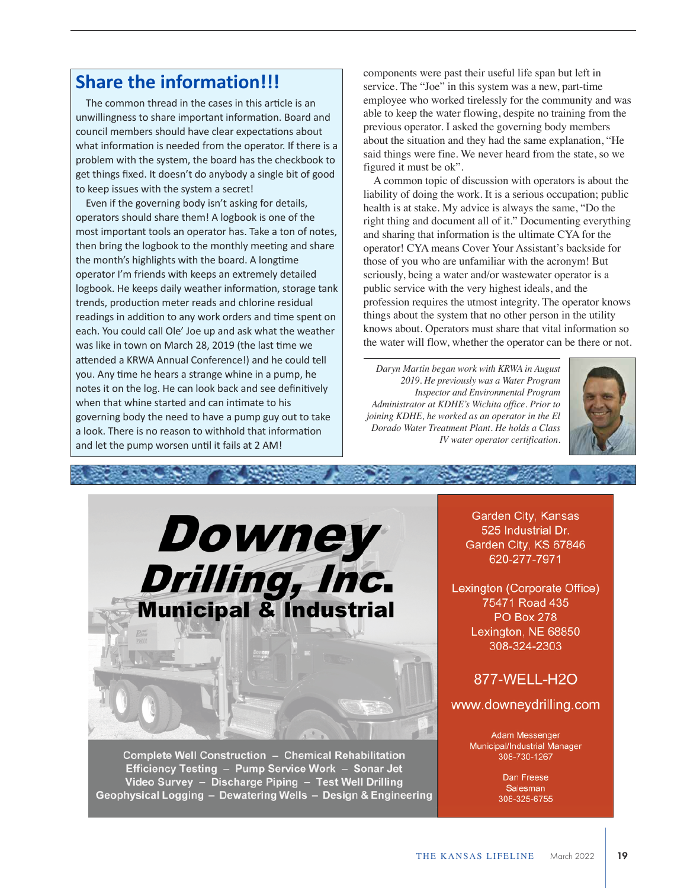## Share the information!!!

The common thread in the cases in this article is an unwillingness to share important information. Board and council members should have clear expectations about what information is needed from the operator. If there is a problem with the system, the board has the checkbook to get things fixed. It doesn't do anybody a single bit of good to keep issues with the system a secret!

Even if the governing body isn't asking for details, operators should share them! A logbook is one of the most important tools an operator has. Take a ton of notes, then bring the logbook to the monthly meeting and share the month's highlights with the board. A longtime operator I'm friends with keeps an extremely detailed logbook. He keeps daily weather information, storage tank trends, production meter reads and chlorine residual readings in addition to any work orders and time spent on each. You could call Ole' Joe up and ask what the weather was like in town on March 28, 2019 (the last time we attended a KRWA Annual Conference!) and he could tell you. Any time he hears a strange whine in a pump, he notes it on the log. He can look back and see definitively when that whine started and can intimate to his governing body the need to have a pump guy out to take a look. There is no reason to withhold that information and let the pump worsen until it fails at 2 AM!

components were past their useful life span but left in service. The "Joe" in this system was a new, part-time employee who worked tirelessly for the community and was able to keep the water flowing, despite no training from the previous operator. I asked the governing body members about the situation and they had the same explanation, "He said things were fine. We never heard from the state, so we figured it must be ok".

A common topic of discussion with operators is about the liability of doing the work. It is a serious occupation; public health is at stake. My advice is always the same, "Do the right thing and document all of it." Documenting everything and sharing that information is the ultimate CYA for the operator! CYA means Cover Your Assistant's backside for those of you who are unfamiliar with the acronym! But seriously, being a water and/or wastewater operator is a public service with the very highest ideals, and the profession requires the utmost integrity. The operator knows things about the system that no other person in the utility knows about. Operators must share that vital information so the water will flow, whether the operator can be there or not.

*Daryn Martin began work with KRWA in August 2019. He previously was a Water Program Inspector and Environmental Program Administrator at KDHE's Wichita office. Prior to joining KDHE, he worked as an operator in the El Dorado Water Treatment Plant. He holds a Class IV water operator certification.*

---

**Downey Drilling, Inc.**
**Municipal & Industrial**

Complete Well Construction – Chemical Rehabilitation
Efficiency Testing – Pump Service Work – Sonar Jet
Video Survey – Discharge Piping – Test Well Drilling
Geophysical Logging – Dewatering Wells – Design & Engineering

Garden City, Kansas
525 Industrial Dr.
Garden City, KS 67846
620-277-7971

Lexington (Corporate Office)
75471 Road 435
PO Box 278
Lexington, NE 68850
308-324-2303

877-WELL-H2O

www.downeydrilling.com

Adam Messenger
Municipal/Industrial Manager
308-730-1267

Dan Freese
Salesman
308-325-6755